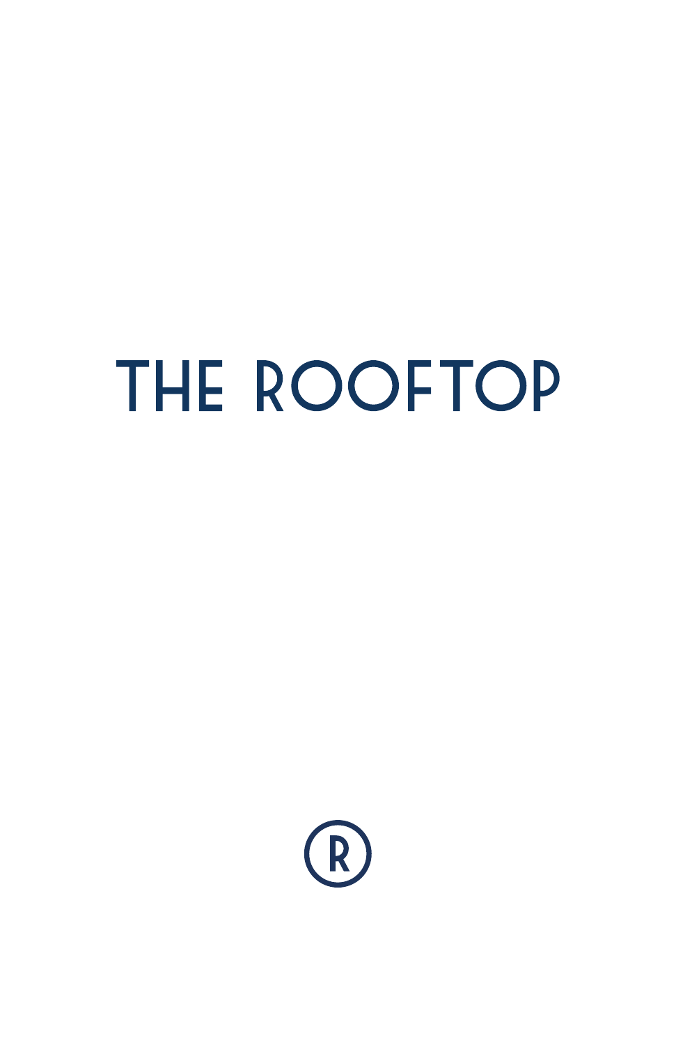# THE ROOFTOP

®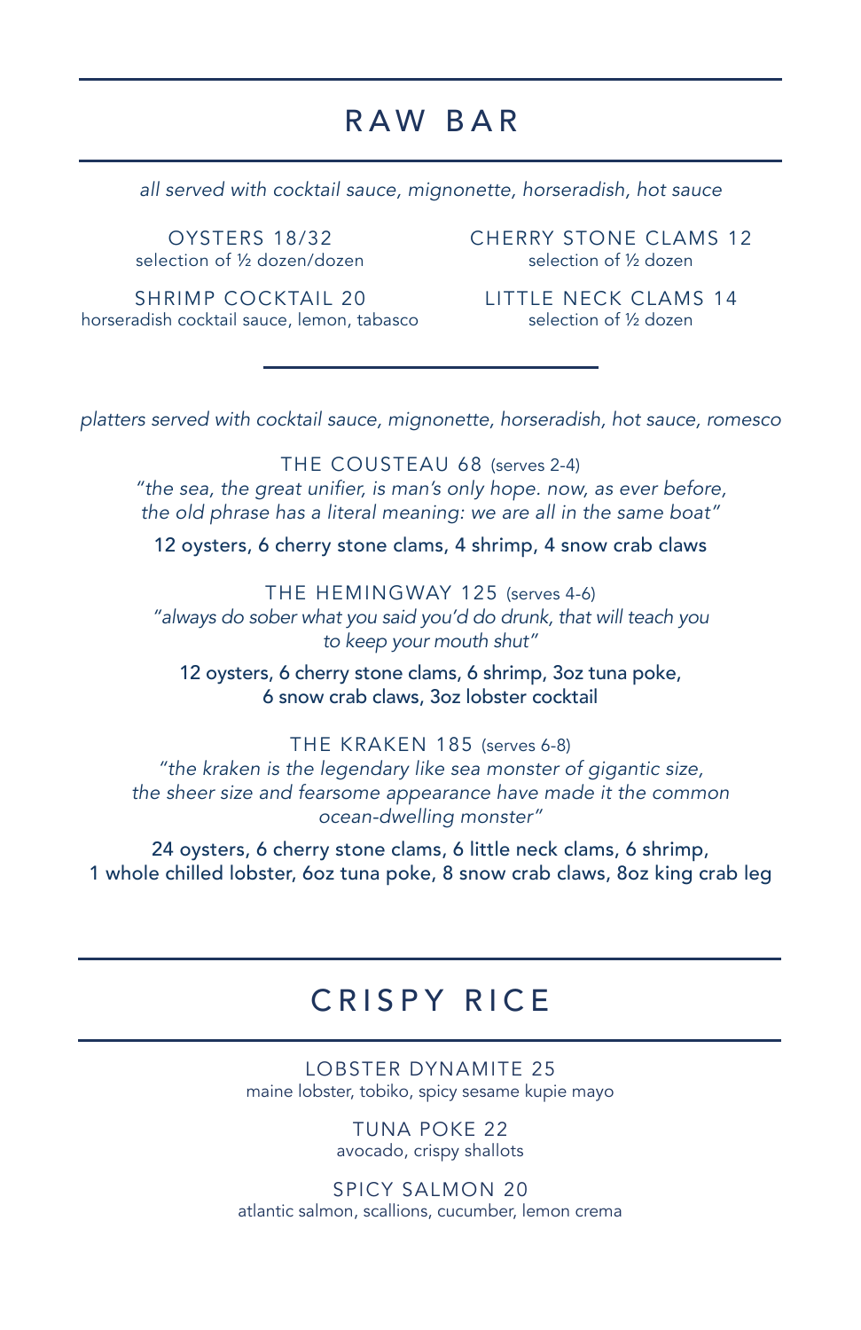# RAW BAR

*all served with cocktail sauce, mignonette, horseradish, hot sauce*

OYSTERS 18/32
selection of ½ dozen/dozen

CHERRY STONE CLAMS 12
selection of ½ dozen

SHRIMP COCKTAIL 20
horseradish cocktail sauce, lemon, tabasco

LITTLE NECK CLAMS 14
selection of ½ dozen

---

*platters served with cocktail sauce, mignonette, horseradish, hot sauce, romesco*

THE COUSTEAU 68 (serves 2-4)
*"the sea, the great unifier, is man's only hope. now, as ever before, the old phrase has a literal meaning: we are all in the same boat"*

12 oysters, 6 cherry stone clams, 4 shrimp, 4 snow crab claws

THE HEMINGWAY 125 (serves 4-6)
*"always do sober what you said you'd do drunk, that will teach you to keep your mouth shut"*

12 oysters, 6 cherry stone clams, 6 shrimp, 3oz tuna poke, 6 snow crab claws, 3oz lobster cocktail

THE KRAKEN 185 (serves 6-8)
*"the kraken is the legendary like sea monster of gigantic size, the sheer size and fearsome appearance have made it the common ocean-dwelling monster"*

24 oysters, 6 cherry stone clams, 6 little neck clams, 6 shrimp, 1 whole chilled lobster, 6oz tuna poke, 8 snow crab claws, 8oz king crab leg

# CRISPY RICE

LOBSTER DYNAMITE 25
maine lobster, tobiko, spicy sesame kupie mayo

TUNA POKE 22
avocado, crispy shallots

SPICY SALMON 20
atlantic salmon, scallions, cucumber, lemon crema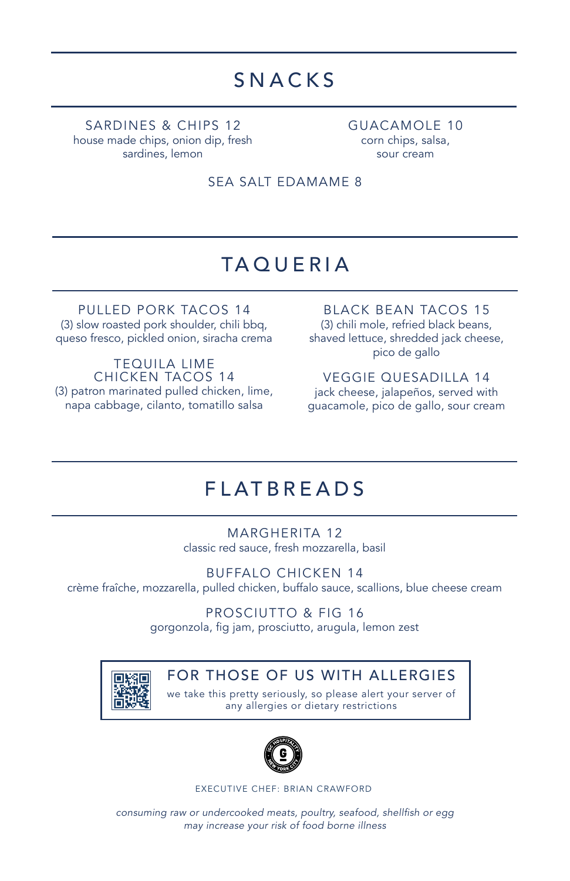# SNACKS

**SARDINES & CHIPS 12**
house made chips, onion dip, fresh sardines, lemon

**GUACAMOLE 10**
corn chips, salsa, sour cream

**SEA SALT EDAMAME 8**

# TAQUERIA

**PULLED PORK TACOS 14**
(3) slow roasted pork shoulder, chili bbq, queso fresco, pickled onion, siracha crema

**TEQUILA LIME CHICKEN TACOS 14**
(3) patron marinated pulled chicken, lime, napa cabbage, cilanto, tomatillo salsa

**BLACK BEAN TACOS 15**
(3) chili mole, refried black beans, shaved lettuce, shredded jack cheese, pico de gallo

**VEGGIE QUESADILLA 14**
jack cheese, jalapeños, served with guacamole, pico de gallo, sour cream

# FLATBREADS

**MARGHERITA 12**
classic red sauce, fresh mozzarella, basil

**BUFFALO CHICKEN 14**
crème fraîche, mozzarella, pulled chicken, buffalo sauce, scallions, blue cheese cream

**PROSCIUTTO & FIG 16**
gorgonzola, fig jam, prosciutto, arugula, lemon zest

**FOR THOSE OF US WITH ALLERGIES**
we take this pretty seriously, so please alert your server of any allergies or dietary restrictions

EXECUTIVE CHEF: BRIAN CRAWFORD

*consuming raw or undercooked meats, poultry, seafood, shellfish or egg may increase your risk of food borne illness*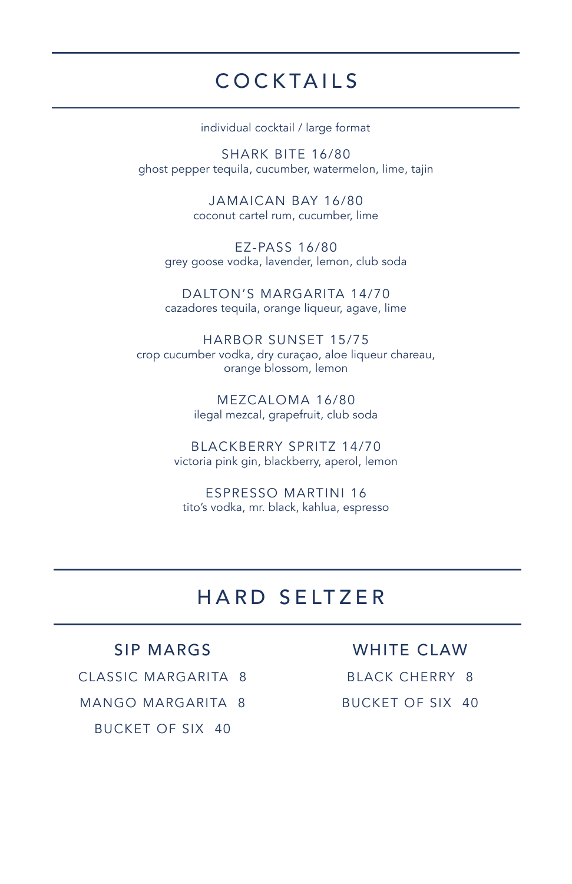# COCKTAILS

individual cocktail / large format

**SHARK BITE 16/80**
ghost pepper tequila, cucumber, watermelon, lime, tajin

**JAMAICAN BAY 16/80**
coconut cartel rum, cucumber, lime

**EZ-PASS 16/80**
grey goose vodka, lavender, lemon, club soda

**DALTON'S MARGARITA 14/70**
cazadores tequila, orange liqueur, agave, lime

**HARBOR SUNSET 15/75**
crop cucumber vodka, dry curaçao, aloe liqueur chareau, orange blossom, lemon

**MEZCALOMA 16/80**
ilegal mezcal, grapefruit, club soda

**BLACKBERRY SPRITZ 14/70**
victoria pink gin, blackberry, aperol, lemon

**ESPRESSO MARTINI 16**
tito's vodka, mr. black, kahlua, espresso

# HARD SELTZER

## SIP MARGS

CLASSIC MARGARITA 8

MANGO MARGARITA 8

BUCKET OF SIX 40

## WHITE CLAW

BLACK CHERRY 8

BUCKET OF SIX 40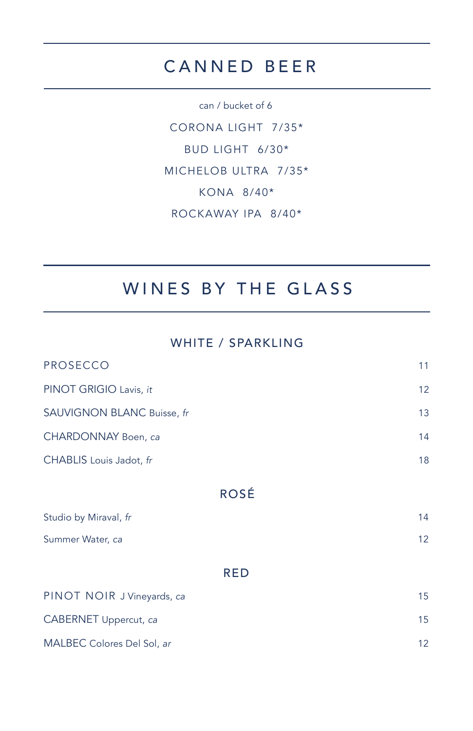# CANNED BEER

can / bucket of 6

CORONA LIGHT 7/35*

BUD LIGHT 6/30*

MICHELOB ULTRA 7/35*

KONA 8/40*

ROCKAWAY IPA 8/40*

# WINES BY THE GLASS

## WHITE / SPARKLING

| | |
|---|---|
| PROSECCO | 11 |
| PINOT GRIGIO Lavis, *it* | 12 |
| SAUVIGNON BLANC Buisse, *fr* | 13 |
| CHARDONNAY Boen, *ca* | 14 |
| CHABLIS Louis Jadot, *fr* | 18 |

## ROSÉ

| | |
|---|---|
| Studio by Miraval, *fr* | 14 |
| Summer Water, *ca* | 12 |

## RED

| | |
|---|---|
| PINOT NOIR J Vineyards, *ca* | 15 |
| CABERNET Uppercut, *ca* | 15 |
| MALBEC Colores Del Sol, *ar* | 12 |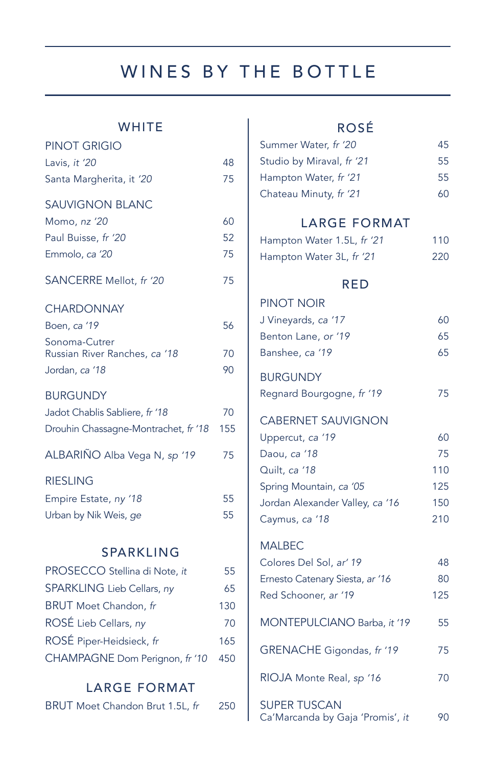# WINES BY THE BOTTLE

## WHITE

### PINOT GRIGIO

| | |
|---|---|
| Lavis, *it '20* | 48 |
| Santa Margherita, it *'20* | 75 |

### SAUVIGNON BLANC

| | |
|---|---|
| Momo, *nz '20* | 60 |
| Paul Buisse, *fr '20* | 52 |
| Emmolo, *ca '20* | 75 |

| | |
|---|---|
| SANCERRE Mellot, *fr '20* | 75 |

### CHARDONNAY

| | |
|---|---|
| Boen, *ca '19* | 56 |
| Sonoma-Cutrer Russian River Ranches, *ca '18* | 70 |
| Jordan, *ca '18* | 90 |

### BURGUNDY

| | |
|---|---|
| Jadot Chablis Sabliere, *fr '18* | 70 |
| Drouhin Chassagne-Montrachet, *fr '18* | 155 |

| | |
|---|---|
| ALBARIÑO Alba Vega N, *sp '19* | 75 |

### RIESLING

| | |
|---|---|
| Empire Estate, *ny '18* | 55 |
| Urban by Nik Weis, *ge* | 55 |

## SPARKLING

| | |
|---|---|
| PROSECCO Stellina di Note, *it* | 55 |
| SPARKLING Lieb Cellars, *ny* | 65 |
| BRUT Moet Chandon, *fr* | 130 |
| ROSÉ Lieb Cellars, *ny* | 70 |
| ROSÉ Piper-Heidsieck, *fr* | 165 |
| CHAMPAGNE Dom Perignon, *fr '10* | 450 |

## LARGE FORMAT

| | |
|---|---|
| BRUT Moet Chandon Brut 1.5L, *fr* | 250 |

## ROSÉ

| | |
|---|---|
| Summer Water, *fr '20* | 45 |
| Studio by Miraval, *fr '21* | 55 |
| Hampton Water, *fr '21* | 55 |
| Chateau Minuty, *fr '21* | 60 |

## LARGE FORMAT

| | |
|---|---|
| Hampton Water 1.5L, *fr '21* | 110 |
| Hampton Water 3L, *fr '21* | 220 |

## RED

### PINOT NOIR

| | |
|---|---|
| J Vineyards, *ca '17* | 60 |
| Benton Lane, *or '19* | 65 |
| Banshee, *ca '19* | 65 |

### BURGUNDY

| | |
|---|---|
| Regnard Bourgogne, *fr '19* | 75 |

### CABERNET SAUVIGNON

| | |
|---|---|
| Uppercut, *ca '19* | 60 |
| Daou, *ca '18* | 75 |
| Quilt, *ca '18* | 110 |
| Spring Mountain, *ca '05* | 125 |
| Jordan Alexander Valley, *ca '16* | 150 |
| Caymus, *ca '18* | 210 |

### MALBEC

| | |
|---|---|
| Colores Del Sol, *ar' 19* | 48 |
| Ernesto Catenary Siesta, *ar '16* | 80 |
| Red Schooner, *ar '19* | 125 |

| | |
|---|---|
| MONTEPULCIANO Barba, *it '19* | 55 |
| GRENACHE Gigondas, *fr '19* | 75 |
| RIOJA Monte Real, *sp '16* | 70 |

### SUPER TUSCAN

| | |
|---|---|
| Ca'Marcanda by Gaja 'Promis', *it* | 90 |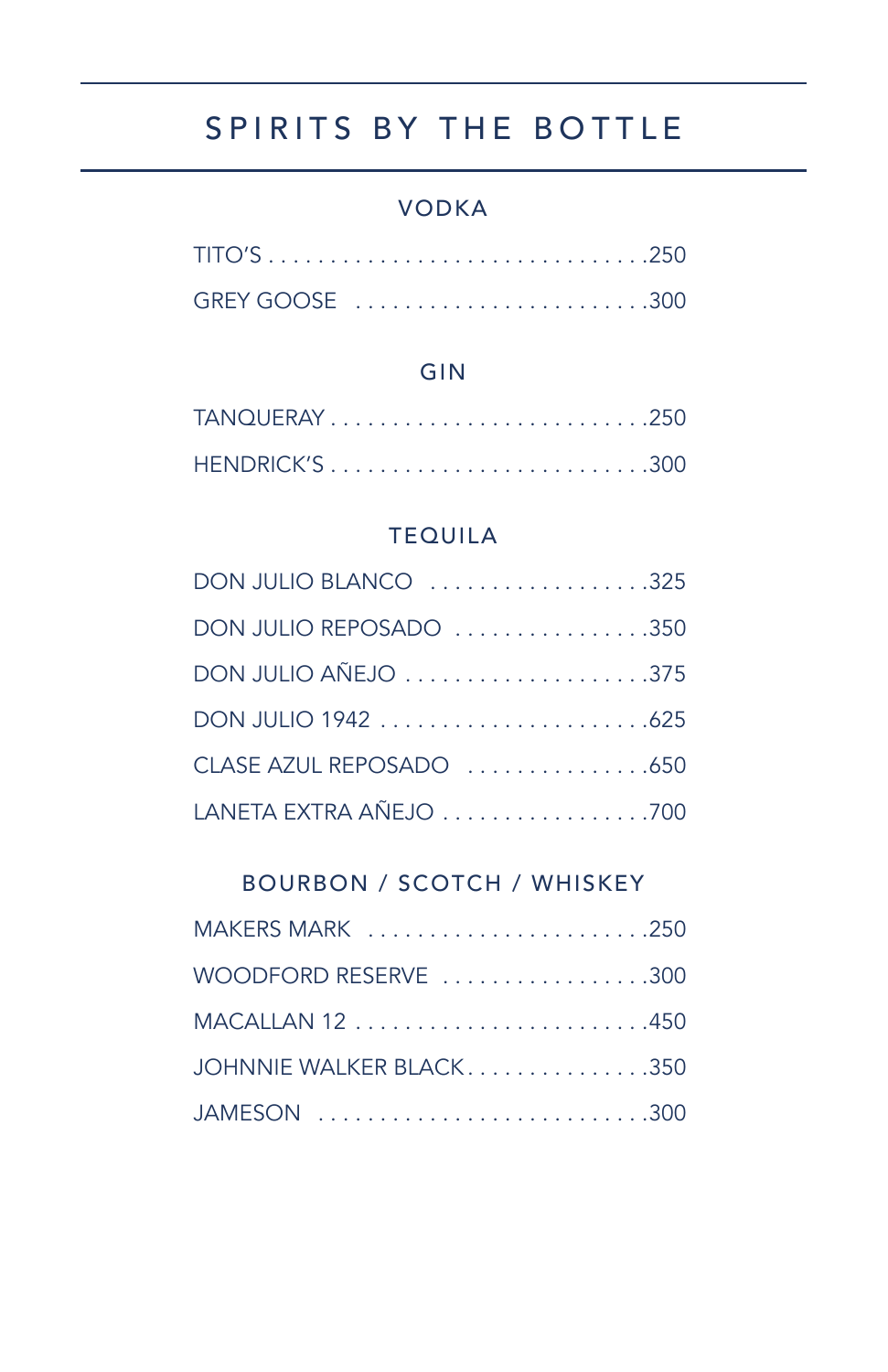# SPIRITS BY THE BOTTLE

## VODKA

TITO'S . . . . . . . . . . . . . . . . . . . . . . . . . . . . . . .250

GREY GOOSE . . . . . . . . . . . . . . . . . . . . . . . .300

## GIN

TANQUERAY . . . . . . . . . . . . . . . . . . . . . . . . . .250

HENDRICK'S . . . . . . . . . . . . . . . . . . . . . . . . . .300

## TEQUILA

DON JULIO BLANCO . . . . . . . . . . . . . . . . . . .325

DON JULIO REPOSADO . . . . . . . . . . . . . . . .350

DON JULIO AÑEJO . . . . . . . . . . . . . . . . . . . .375

DON JULIO 1942 . . . . . . . . . . . . . . . . . . . . . .625

CLASE AZUL REPOSADO . . . . . . . . . . . . . . .650

LANETA EXTRA AÑEJO . . . . . . . . . . . . . . . . .700

## BOURBON / SCOTCH / WHISKEY

MAKERS MARK . . . . . . . . . . . . . . . . . . . . . . .250

WOODFORD RESERVE . . . . . . . . . . . . . . . . .300

MACALLAN 12 . . . . . . . . . . . . . . . . . . . . . . . .450

JOHNNIE WALKER BLACK. . . . . . . . . . . . . . .350

JAMESON . . . . . . . . . . . . . . . . . . . . . . . . . . .300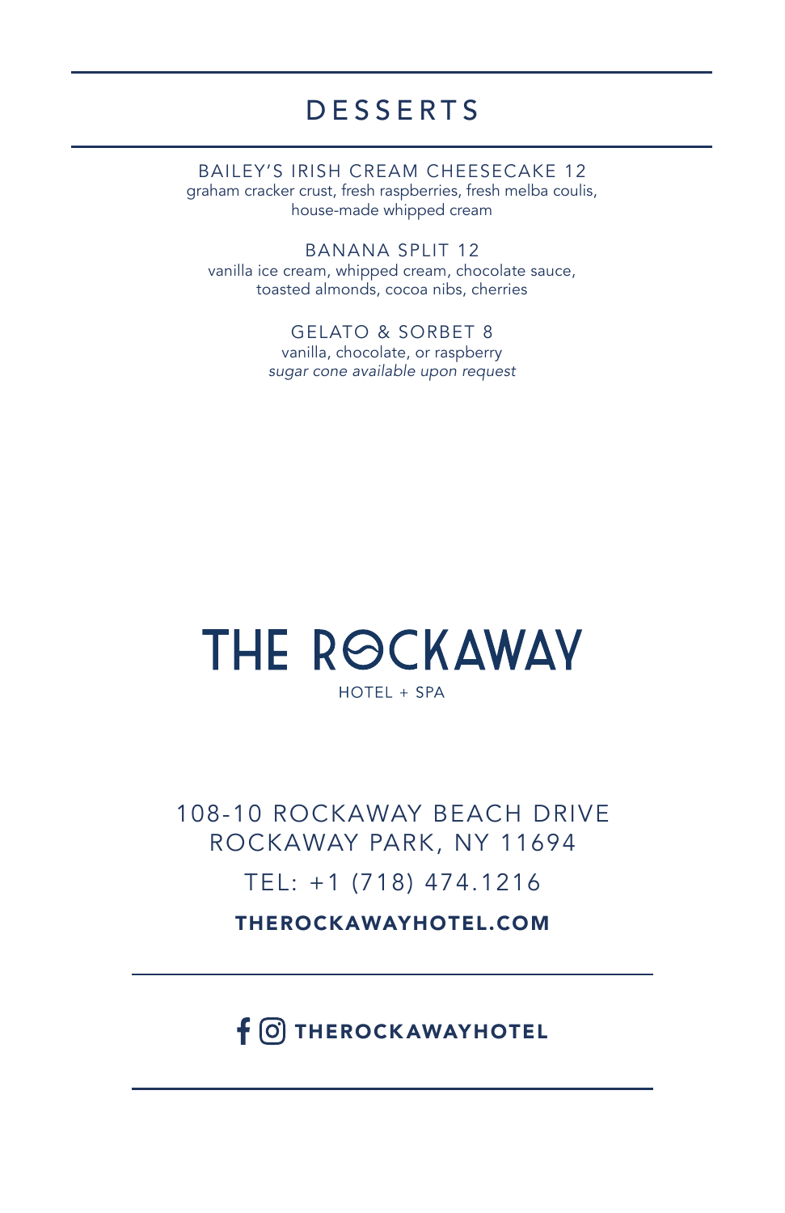# DESSERTS

BAILEY'S IRISH CREAM CHEESECAKE 12
graham cracker crust, fresh raspberries, fresh melba coulis,
house-made whipped cream

BANANA SPLIT 12
vanilla ice cream, whipped cream, chocolate sauce,
toasted almonds, cocoa nibs, cherries

GELATO & SORBET 8
vanilla, chocolate, or raspberry
*sugar cone available upon request*

THE ROCKAWAY
HOTEL + SPA

108-10 ROCKAWAY BEACH DRIVE
ROCKAWAY PARK, NY 11694

TEL: +1 (718) 474.1216

**THEROCKAWAYHOTEL.COM**

**THEROCKAWAYHOTEL**